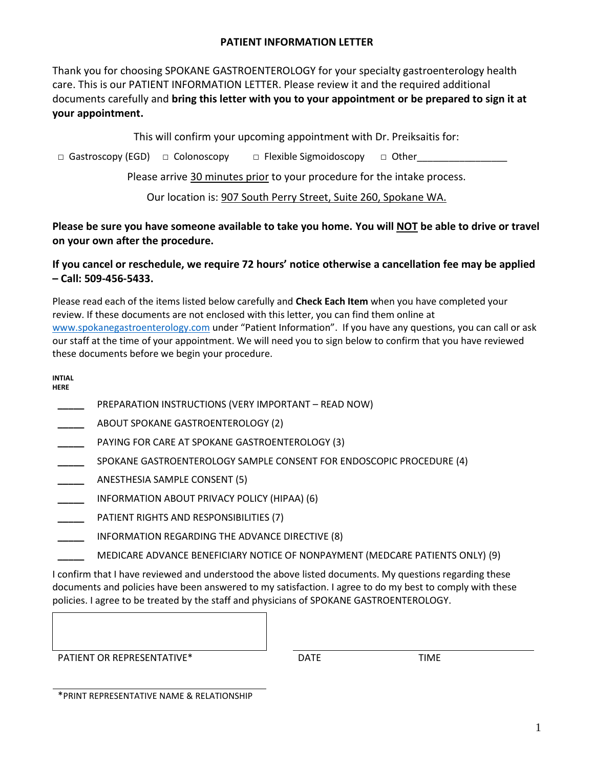# PATIENT INFORMATION LETTER

Thank you for choosing SPOKANE GASTROENTEROLOGY for your specialty gastroenterology health care. This is our PATIENT INFORMATION LETTER. Please review it and the required additional documents carefully and **bring this letter with you to your appointment or be prepared to sign it at your appointment.**

This will confirm your upcoming appointment with Dr. Preiksaitis for:

□ Gastroscopy (EGD) □ Colonoscopy □ Flexible Sigmoidoscopy □ Other_________________

Please arrive 30 minutes prior to your procedure for the intake process.

Our location is: 907 South Perry Street, Suite 260, Spokane WA.

**Please be sure you have someone available to take you home. You will NOT be able to drive or travel on your own after the procedure.**

**If you cancel or reschedule, we require 72 hours' notice otherwise a cancellation fee may be applied – Call: 509-456-5433.**

Please read each of the items listed below carefully and **Check Each Item** when you have completed your review. If these documents are not enclosed with this letter, you can find them online at www.spokanegastroenterology.com under "Patient Information". If you have any questions, you can call or ask our staff at the time of your appointment. We will need you to sign below to confirm that you have reviewed these documents before we begin your procedure.

**INTIAL HERE**

_____ PREPARATION INSTRUCTIONS (VERY IMPORTANT – READ NOW)

_____ ABOUT SPOKANE GASTROENTEROLOGY (2)

_____ PAYING FOR CARE AT SPOKANE GASTROENTEROLOGY (3)

_____ SPOKANE GASTROENTEROLOGY SAMPLE CONSENT FOR ENDOSCOPIC PROCEDURE (4)

_____ ANESTHESIA SAMPLE CONSENT (5)

_____ INFORMATION ABOUT PRIVACY POLICY (HIPAA) (6)

_____ PATIENT RIGHTS AND RESPONSIBILITIES (7)

_____ INFORMATION REGARDING THE ADVANCE DIRECTIVE (8)

_____ MEDICARE ADVANCE BENEFICIARY NOTICE OF NONPAYMENT (MEDCARE PATIENTS ONLY) (9)

I confirm that I have reviewed and understood the above listed documents. My questions regarding these documents and policies have been answered to my satisfaction. I agree to do my best to comply with these policies. I agree to be treated by the staff and physicians of SPOKANE GASTROENTEROLOGY.

_______________________________ _______________________________

PATIENT OR REPRESENTATIVE* DATE TIME

_______________________________

*PRINT REPRESENTATIVE NAME & RELATIONSHIP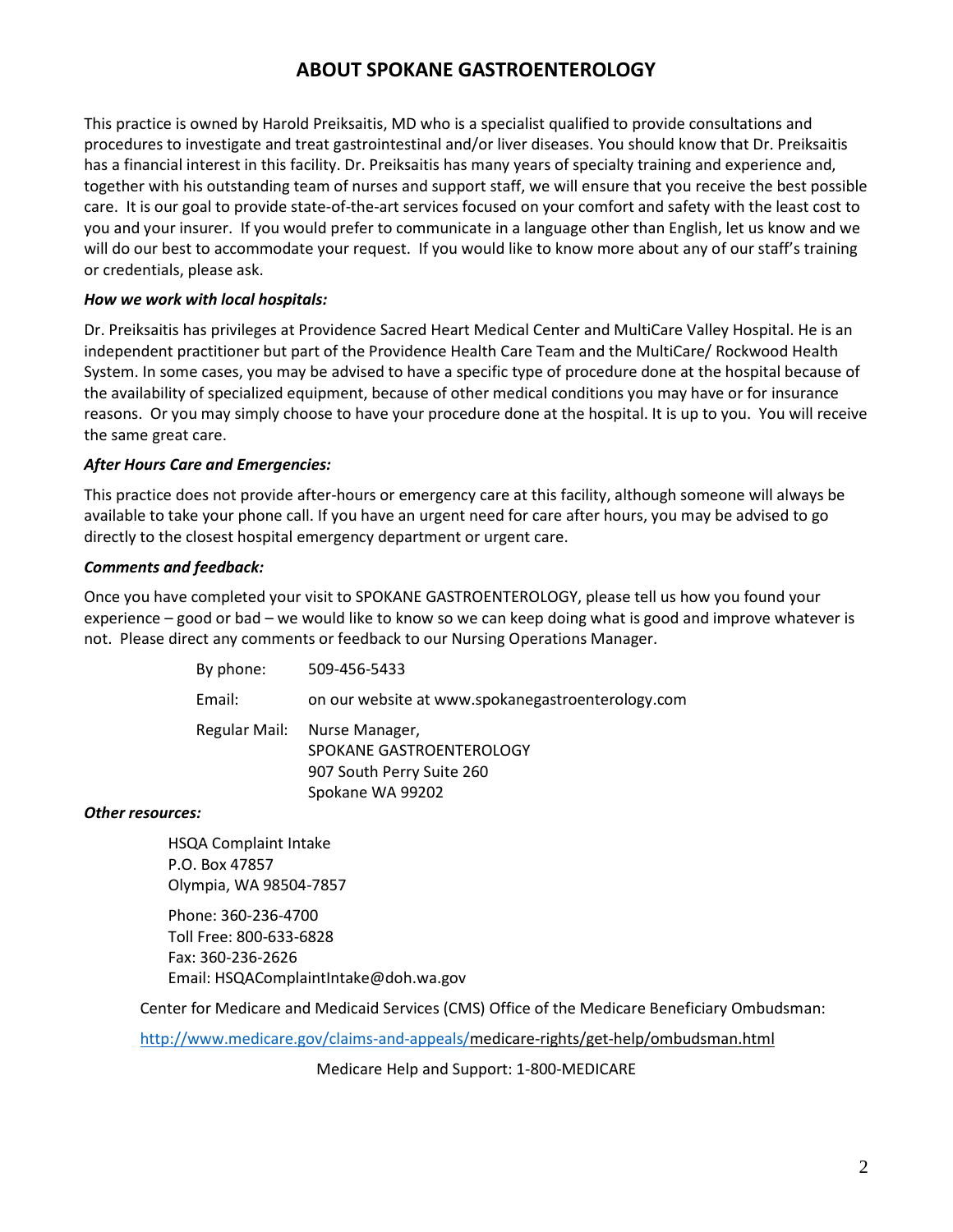# ABOUT SPOKANE GASTROENTEROLOGY

This practice is owned by Harold Preiksaitis, MD who is a specialist qualified to provide consultations and procedures to investigate and treat gastrointestinal and/or liver diseases. You should know that Dr. Preiksaitis has a financial interest in this facility. Dr. Preiksaitis has many years of specialty training and experience and, together with his outstanding team of nurses and support staff, we will ensure that you receive the best possible care. It is our goal to provide state-of-the-art services focused on your comfort and safety with the least cost to you and your insurer. If you would prefer to communicate in a language other than English, let us know and we will do our best to accommodate your request. If you would like to know more about any of our staff's training or credentials, please ask.

***How we work with local hospitals:***

Dr. Preiksaitis has privileges at Providence Sacred Heart Medical Center and MultiCare Valley Hospital. He is an independent practitioner but part of the Providence Health Care Team and the MultiCare/ Rockwood Health System. In some cases, you may be advised to have a specific type of procedure done at the hospital because of the availability of specialized equipment, because of other medical conditions you may have or for insurance reasons. Or you may simply choose to have your procedure done at the hospital. It is up to you. You will receive the same great care.

***After Hours Care and Emergencies:***

This practice does not provide after-hours or emergency care at this facility, although someone will always be available to take your phone call. If you have an urgent need for care after hours, you may be advised to go directly to the closest hospital emergency department or urgent care.

***Comments and feedback:***

Once you have completed your visit to SPOKANE GASTROENTEROLOGY, please tell us how you found your experience – good or bad – we would like to know so we can keep doing what is good and improve whatever is not. Please direct any comments or feedback to our Nursing Operations Manager.

| | |
|---|---|
| By phone: | 509-456-5433 |
| Email: | on our website at www.spokanegastroenterology.com |
| Regular Mail: | Nurse Manager,<br>SPOKANE GASTROENTEROLOGY<br>907 South Perry Suite 260<br>Spokane WA 99202 |

***Other resources:***

HSQA Complaint Intake
P.O. Box 47857
Olympia, WA 98504-7857

Phone: 360-236-4700
Toll Free: 800-633-6828
Fax: 360-236-2626
Email: HSQAComplaintIntake@doh.wa.gov

Center for Medicare and Medicaid Services (CMS) Office of the Medicare Beneficiary Ombudsman:

http://www.medicare.gov/claims-and-appeals/medicare-rights/get-help/ombudsman.html

Medicare Help and Support: 1-800-MEDICARE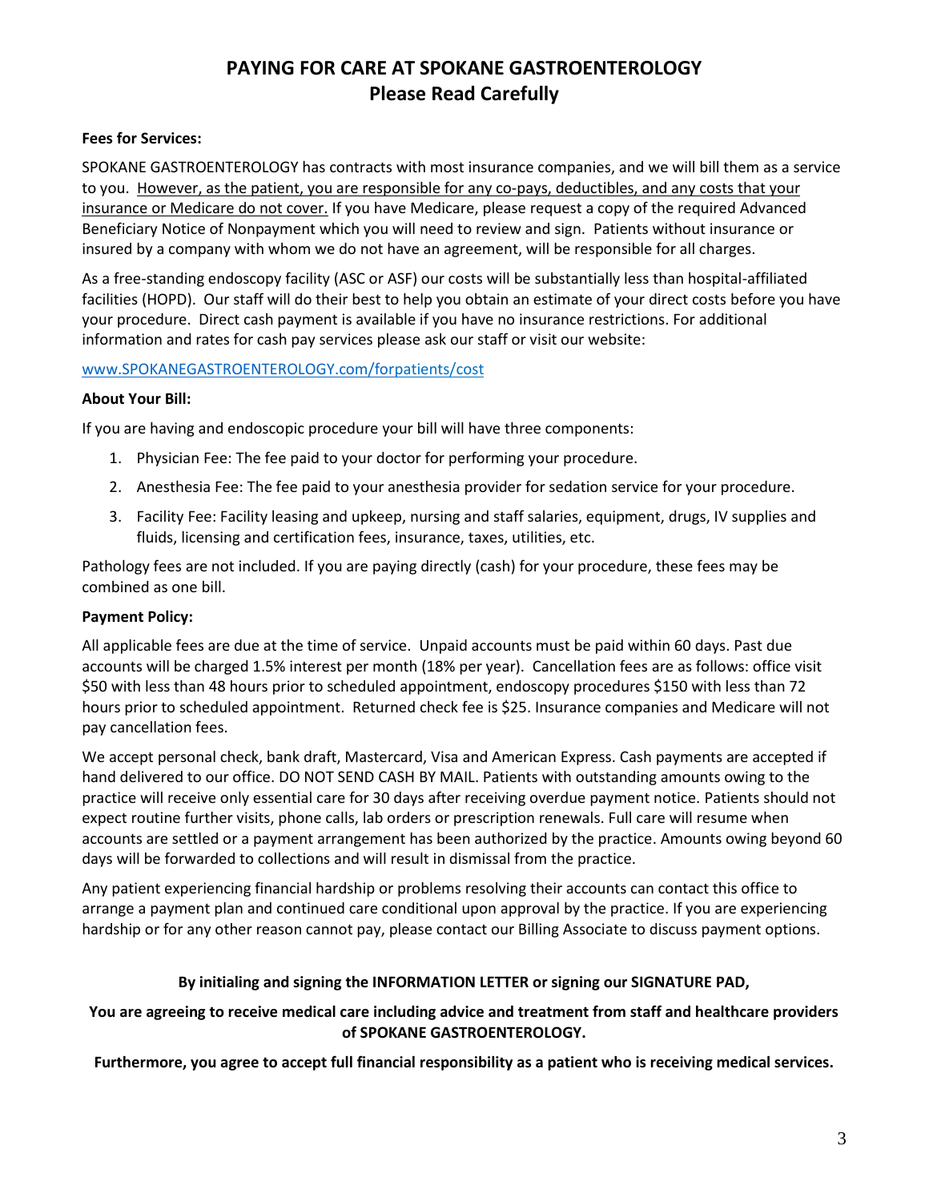# PAYING FOR CARE AT SPOKANE GASTROENTEROLOGY
## Please Read Carefully

**Fees for Services:**

SPOKANE GASTROENTEROLOGY has contracts with most insurance companies, and we will bill them as a service to you. However, as the patient, you are responsible for any co-pays, deductibles, and any costs that your insurance or Medicare do not cover. If you have Medicare, please request a copy of the required Advanced Beneficiary Notice of Nonpayment which you will need to review and sign. Patients without insurance or insured by a company with whom we do not have an agreement, will be responsible for all charges.

As a free-standing endoscopy facility (ASC or ASF) our costs will be substantially less than hospital-affiliated facilities (HOPD). Our staff will do their best to help you obtain an estimate of your direct costs before you have your procedure. Direct cash payment is available if you have no insurance restrictions. For additional information and rates for cash pay services please ask our staff or visit our website:

www.SPOKANEGASTROENTEROLOGY.com/forpatients/cost

**About Your Bill:**

If you are having and endoscopic procedure your bill will have three components:

1. Physician Fee: The fee paid to your doctor for performing your procedure.
2. Anesthesia Fee: The fee paid to your anesthesia provider for sedation service for your procedure.
3. Facility Fee: Facility leasing and upkeep, nursing and staff salaries, equipment, drugs, IV supplies and fluids, licensing and certification fees, insurance, taxes, utilities, etc.

Pathology fees are not included. If you are paying directly (cash) for your procedure, these fees may be combined as one bill.

**Payment Policy:**

All applicable fees are due at the time of service. Unpaid accounts must be paid within 60 days. Past due accounts will be charged 1.5% interest per month (18% per year). Cancellation fees are as follows: office visit $50 with less than 48 hours prior to scheduled appointment, endoscopy procedures $150 with less than 72 hours prior to scheduled appointment. Returned check fee is $25. Insurance companies and Medicare will not pay cancellation fees.

We accept personal check, bank draft, Mastercard, Visa and American Express. Cash payments are accepted if hand delivered to our office. DO NOT SEND CASH BY MAIL. Patients with outstanding amounts owing to the practice will receive only essential care for 30 days after receiving overdue payment notice. Patients should not expect routine further visits, phone calls, lab orders or prescription renewals. Full care will resume when accounts are settled or a payment arrangement has been authorized by the practice. Amounts owing beyond 60 days will be forwarded to collections and will result in dismissal from the practice.

Any patient experiencing financial hardship or problems resolving their accounts can contact this office to arrange a payment plan and continued care conditional upon approval by the practice. If you are experiencing hardship or for any other reason cannot pay, please contact our Billing Associate to discuss payment options.

**By initialing and signing the INFORMATION LETTER or signing our SIGNATURE PAD,**

**You are agreeing to receive medical care including advice and treatment from staff and healthcare providers of SPOKANE GASTROENTEROLOGY.**

**Furthermore, you agree to accept full financial responsibility as a patient who is receiving medical services.**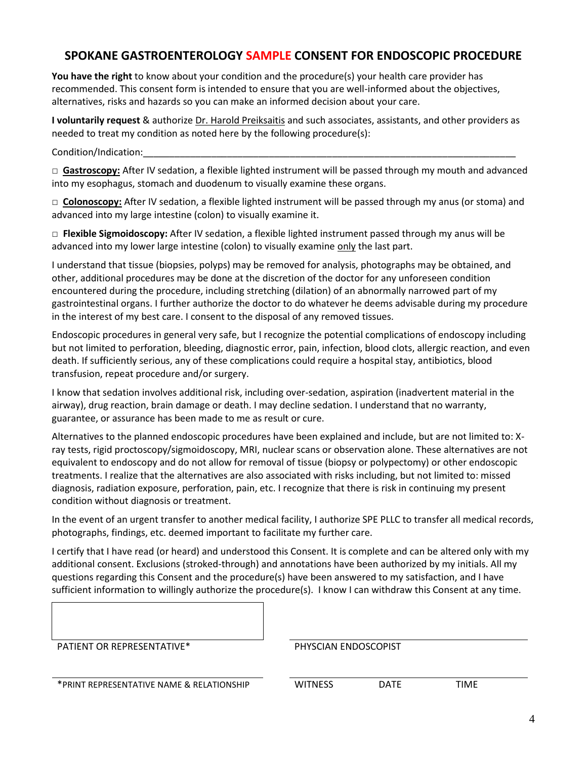# SPOKANE GASTROENTEROLOGY SAMPLE CONSENT FOR ENDOSCOPIC PROCEDURE

**You have the right** to know about your condition and the procedure(s) your health care provider has recommended. This consent form is intended to ensure that you are well-informed about the objectives, alternatives, risks and hazards so you can make an informed decision about your care.

**I voluntarily request** & authorize Dr. Harold Preiksaitis and such associates, assistants, and other providers as needed to treat my condition as noted here by the following procedure(s):

Condition/Indication:\_\_\_\_\_\_\_\_\_\_\_\_\_\_\_\_\_\_\_\_\_\_\_\_\_\_\_\_\_\_\_\_\_\_\_\_\_\_\_\_\_\_\_\_\_\_\_\_\_\_\_\_\_\_\_\_\_\_\_\_\_\_\_\_\_\_\_\_\_\_\_\_

□ **Gastroscopy:** After IV sedation, a flexible lighted instrument will be passed through my mouth and advanced into my esophagus, stomach and duodenum to visually examine these organs.

□ **Colonoscopy:** After IV sedation, a flexible lighted instrument will be passed through my anus (or stoma) and advanced into my large intestine (colon) to visually examine it.

□ **Flexible Sigmoidoscopy:** After IV sedation, a flexible lighted instrument passed through my anus will be advanced into my lower large intestine (colon) to visually examine only the last part.

I understand that tissue (biopsies, polyps) may be removed for analysis, photographs may be obtained, and other, additional procedures may be done at the discretion of the doctor for any unforeseen condition encountered during the procedure, including stretching (dilation) of an abnormally narrowed part of my gastrointestinal organs. I further authorize the doctor to do whatever he deems advisable during my procedure in the interest of my best care. I consent to the disposal of any removed tissues.

Endoscopic procedures in general very safe, but I recognize the potential complications of endoscopy including but not limited to perforation, bleeding, diagnostic error, pain, infection, blood clots, allergic reaction, and even death. If sufficiently serious, any of these complications could require a hospital stay, antibiotics, blood transfusion, repeat procedure and/or surgery.

I know that sedation involves additional risk, including over-sedation, aspiration (inadvertent material in the airway), drug reaction, brain damage or death. I may decline sedation. I understand that no warranty, guarantee, or assurance has been made to me as result or cure.

Alternatives to the planned endoscopic procedures have been explained and include, but are not limited to: X-ray tests, rigid proctoscopy/sigmoidoscopy, MRI, nuclear scans or observation alone. These alternatives are not equivalent to endoscopy and do not allow for removal of tissue (biopsy or polypectomy) or other endoscopic treatments. I realize that the alternatives are also associated with risks including, but not limited to: missed diagnosis, radiation exposure, perforation, pain, etc. I recognize that there is risk in continuing my present condition without diagnosis or treatment.

In the event of an urgent transfer to another medical facility, I authorize SPE PLLC to transfer all medical records, photographs, findings, etc. deemed important to facilitate my further care.

I certify that I have read (or heard) and understood this Consent. It is complete and can be altered only with my additional consent. Exclusions (stroked-through) and annotations have been authorized by my initials. All my questions regarding this Consent and the procedure(s) have been answered to my satisfaction, and I have sufficient information to willingly authorize the procedure(s). I know I can withdraw this Consent at any time.

PATIENT OR REPRESENTATIVE*

PHYSCIAN ENDOSCOPIST

*PRINT REPRESENTATIVE NAME & RELATIONSHIP

WITNESS DATE TIME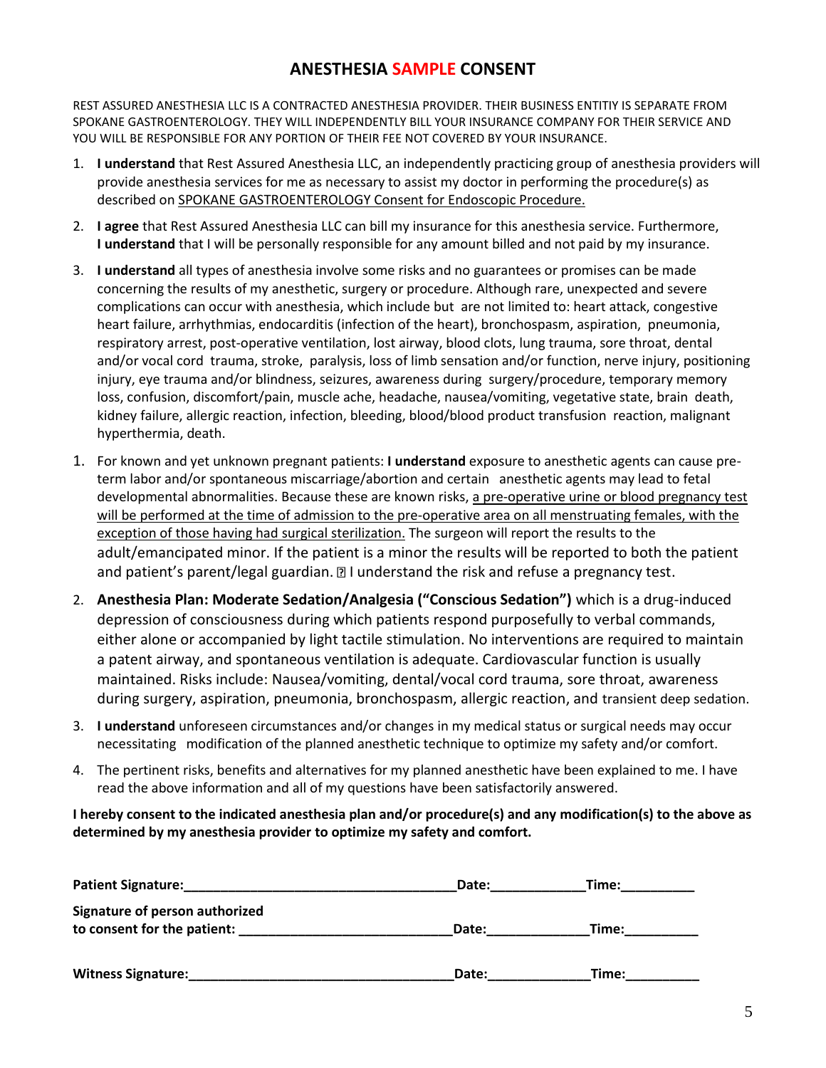# ANESTHESIA SAMPLE CONSENT

REST ASSURED ANESTHESIA LLC IS A CONTRACTED ANESTHESIA PROVIDER. THEIR BUSINESS ENTITIY IS SEPARATE FROM SPOKANE GASTROENTEROLOGY. THEY WILL INDEPENDENTLY BILL YOUR INSURANCE COMPANY FOR THEIR SERVICE AND YOU WILL BE RESPONSIBLE FOR ANY PORTION OF THEIR FEE NOT COVERED BY YOUR INSURANCE.

1. **I understand** that Rest Assured Anesthesia LLC, an independently practicing group of anesthesia providers will provide anesthesia services for me as necessary to assist my doctor in performing the procedure(s) as described on <u>SPOKANE GASTROENTEROLOGY Consent for Endoscopic Procedure.</u>
2. **I agree** that Rest Assured Anesthesia LLC can bill my insurance for this anesthesia service. Furthermore, **I understand** that I will be personally responsible for any amount billed and not paid by my insurance.
3. **I understand** all types of anesthesia involve some risks and no guarantees or promises can be made concerning the results of my anesthetic, surgery or procedure. Although rare, unexpected and severe complications can occur with anesthesia, which include but are not limited to: heart attack, congestive heart failure, arrhythmias, endocarditis (infection of the heart), bronchospasm, aspiration, pneumonia, respiratory arrest, post-operative ventilation, lost airway, blood clots, lung trauma, sore throat, dental and/or vocal cord trauma, stroke, paralysis, loss of limb sensation and/or function, nerve injury, positioning injury, eye trauma and/or blindness, seizures, awareness during surgery/procedure, temporary memory loss, confusion, discomfort/pain, muscle ache, headache, nausea/vomiting, vegetative state, brain death, kidney failure, allergic reaction, infection, bleeding, blood/blood product transfusion reaction, malignant hyperthermia, death.

1. For known and yet unknown pregnant patients: **I understand** exposure to anesthetic agents can cause pre-term labor and/or spontaneous miscarriage/abortion and certain anesthetic agents may lead to fetal developmental abnormalities. Because these are known risks, <u>a pre-operative urine or blood pregnancy test will be performed at the time of admission to the pre-operative area on all menstruating females, with the exception of those having had surgical sterilization.</u> The surgeon will report the results to the adult/emancipated minor. If the patient is a minor the results will be reported to both the patient and patient's parent/legal guardian. ☐ I understand the risk and refuse a pregnancy test.
2. **Anesthesia Plan: Moderate Sedation/Analgesia ("Conscious Sedation")** which is a drug-induced depression of consciousness during which patients respond purposefully to verbal commands, either alone or accompanied by light tactile stimulation. No interventions are required to maintain a patent airway, and spontaneous ventilation is adequate. Cardiovascular function is usually maintained. Risks include: Nausea/vomiting, dental/vocal cord trauma, sore throat, awareness during surgery, aspiration, pneumonia, bronchospasm, allergic reaction, and transient deep sedation.
3. **I understand** unforeseen circumstances and/or changes in my medical status or surgical needs may occur necessitating modification of the planned anesthetic technique to optimize my safety and/or comfort.
4. The pertinent risks, benefits and alternatives for my planned anesthetic have been explained to me. I have read the above information and all of my questions have been satisfactorily answered.

**I hereby consent to the indicated anesthesia plan and/or procedure(s) and any modification(s) to the above as determined by my anesthesia provider to optimize my safety and comfort.**

**Patient Signature:**____________________________________ **Date:**____________ **Time:**__________

**Signature of person authorized to consent for the patient:** ____________________________ **Date:**_____________ **Time:**__________

**Witness Signature:**___________________________________ **Date:**_____________ **Time:**__________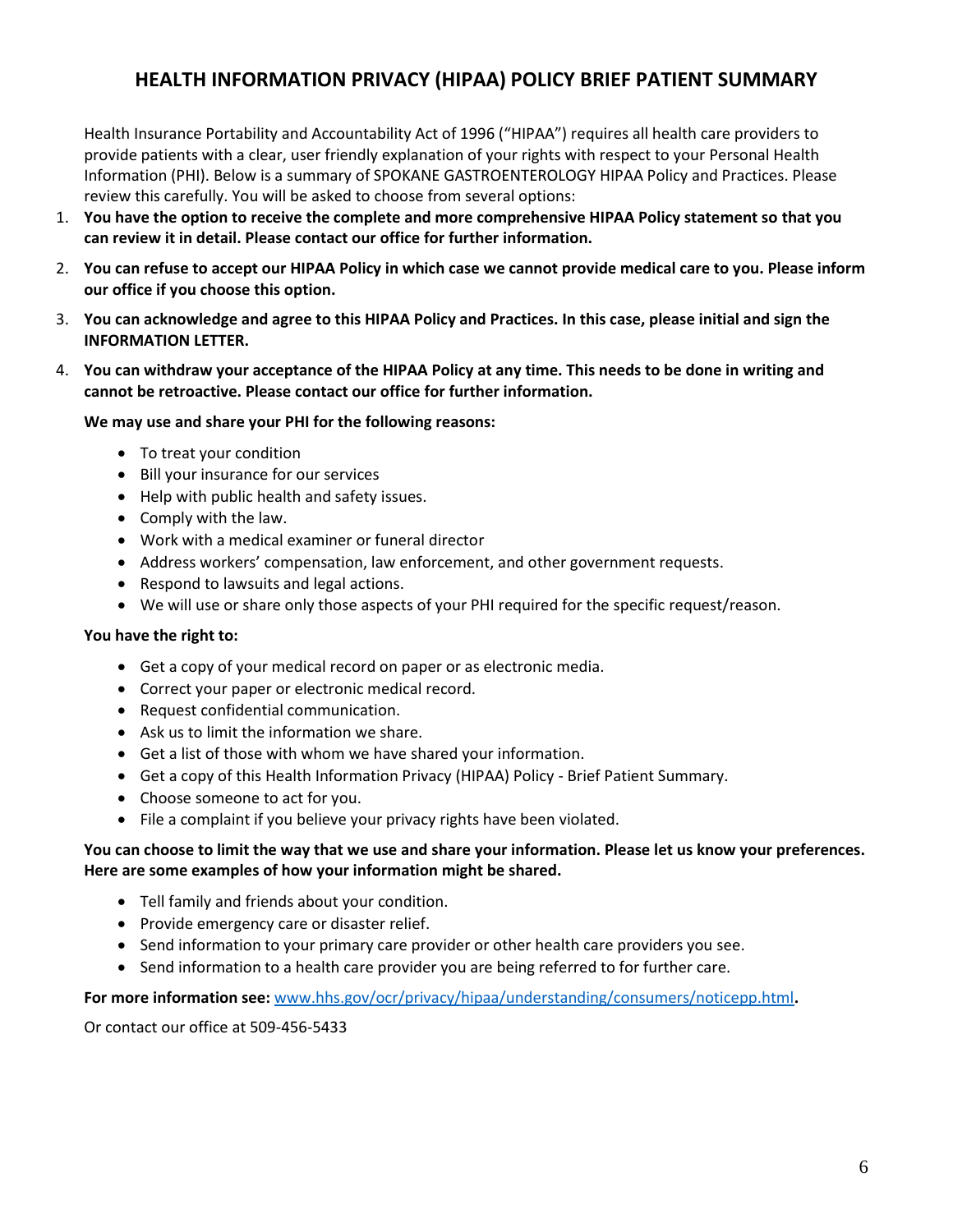# HEALTH INFORMATION PRIVACY (HIPAA) POLICY BRIEF PATIENT SUMMARY

Health Insurance Portability and Accountability Act of 1996 ("HIPAA") requires all health care providers to provide patients with a clear, user friendly explanation of your rights with respect to your Personal Health Information (PHI). Below is a summary of SPOKANE GASTROENTEROLOGY HIPAA Policy and Practices. Please review this carefully. You will be asked to choose from several options:

1. **You have the option to receive the complete and more comprehensive HIPAA Policy statement so that you can review it in detail. Please contact our office for further information.**
2. **You can refuse to accept our HIPAA Policy in which case we cannot provide medical care to you. Please inform our office if you choose this option.**
3. **You can acknowledge and agree to this HIPAA Policy and Practices. In this case, please initial and sign the INFORMATION LETTER.**
4. **You can withdraw your acceptance of the HIPAA Policy at any time. This needs to be done in writing and cannot be retroactive. Please contact our office for further information.**

**We may use and share your PHI for the following reasons:**

- To treat your condition
- Bill your insurance for our services
- Help with public health and safety issues.
- Comply with the law.
- Work with a medical examiner or funeral director
- Address workers' compensation, law enforcement, and other government requests.
- Respond to lawsuits and legal actions.
- We will use or share only those aspects of your PHI required for the specific request/reason.

**You have the right to:**

- Get a copy of your medical record on paper or as electronic media.
- Correct your paper or electronic medical record.
- Request confidential communication.
- Ask us to limit the information we share.
- Get a list of those with whom we have shared your information.
- Get a copy of this Health Information Privacy (HIPAA) Policy - Brief Patient Summary.
- Choose someone to act for you.
- File a complaint if you believe your privacy rights have been violated.

**You can choose to limit the way that we use and share your information. Please let us know your preferences. Here are some examples of how your information might be shared.**

- Tell family and friends about your condition.
- Provide emergency care or disaster relief.
- Send information to your primary care provider or other health care providers you see.
- Send information to a health care provider you are being referred to for further care.

**For more information see:** [www.hhs.gov/ocr/privacy/hipaa/understanding/consumers/noticepp.html](www.hhs.gov/ocr/privacy/hipaa/understanding/consumers/noticepp.html)**.**

Or contact our office at 509-456-5433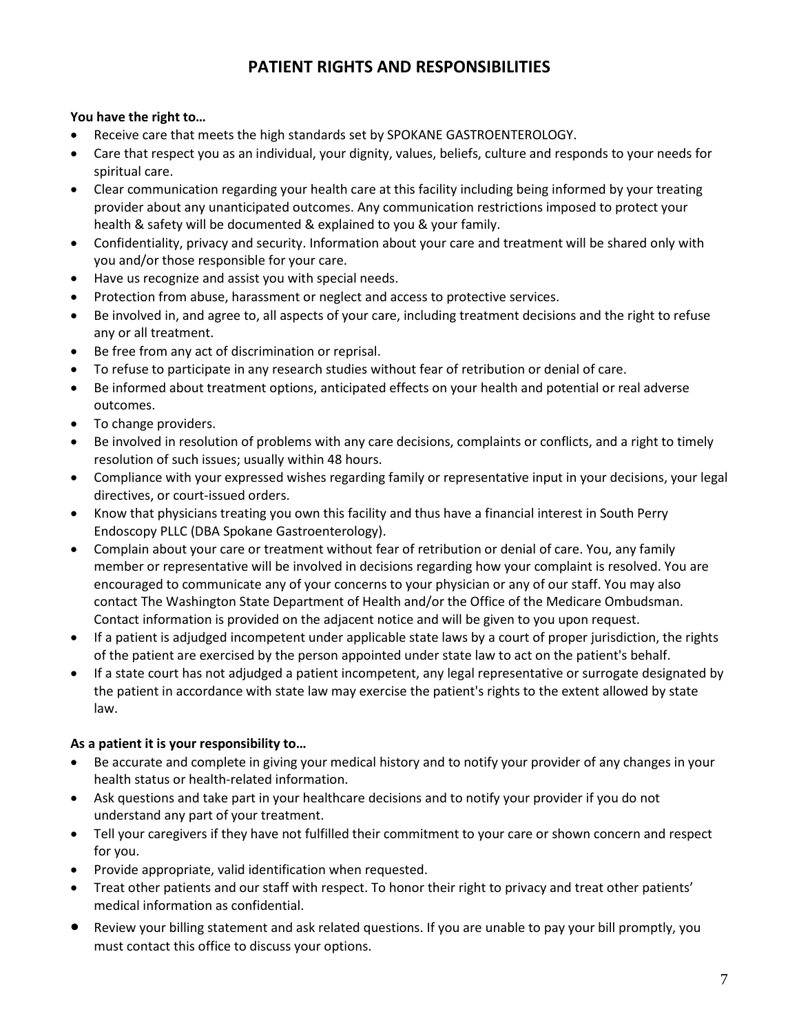# PATIENT RIGHTS AND RESPONSIBILITIES

**You have the right to…**

- Receive care that meets the high standards set by SPOKANE GASTROENTEROLOGY.
- Care that respect you as an individual, your dignity, values, beliefs, culture and responds to your needs for spiritual care.
- Clear communication regarding your health care at this facility including being informed by your treating provider about any unanticipated outcomes. Any communication restrictions imposed to protect your health & safety will be documented & explained to you & your family.
- Confidentiality, privacy and security. Information about your care and treatment will be shared only with you and/or those responsible for your care.
- Have us recognize and assist you with special needs.
- Protection from abuse, harassment or neglect and access to protective services.
- Be involved in, and agree to, all aspects of your care, including treatment decisions and the right to refuse any or all treatment.
- Be free from any act of discrimination or reprisal.
- To refuse to participate in any research studies without fear of retribution or denial of care.
- Be informed about treatment options, anticipated effects on your health and potential or real adverse outcomes.
- To change providers.
- Be involved in resolution of problems with any care decisions, complaints or conflicts, and a right to timely resolution of such issues; usually within 48 hours.
- Compliance with your expressed wishes regarding family or representative input in your decisions, your legal directives, or court-issued orders.
- Know that physicians treating you own this facility and thus have a financial interest in South Perry Endoscopy PLLC (DBA Spokane Gastroenterology).
- Complain about your care or treatment without fear of retribution or denial of care. You, any family member or representative will be involved in decisions regarding how your complaint is resolved. You are encouraged to communicate any of your concerns to your physician or any of our staff. You may also contact The Washington State Department of Health and/or the Office of the Medicare Ombudsman. Contact information is provided on the adjacent notice and will be given to you upon request.
- If a patient is adjudged incompetent under applicable state laws by a court of proper jurisdiction, the rights of the patient are exercised by the person appointed under state law to act on the patient's behalf.
- If a state court has not adjudged a patient incompetent, any legal representative or surrogate designated by the patient in accordance with state law may exercise the patient's rights to the extent allowed by state law.

**As a patient it is your responsibility to…**

- Be accurate and complete in giving your medical history and to notify your provider of any changes in your health status or health-related information.
- Ask questions and take part in your healthcare decisions and to notify your provider if you do not understand any part of your treatment.
- Tell your caregivers if they have not fulfilled their commitment to your care or shown concern and respect for you.
- Provide appropriate, valid identification when requested.
- Treat other patients and our staff with respect. To honor their right to privacy and treat other patients' medical information as confidential.
- Review your billing statement and ask related questions. If you are unable to pay your bill promptly, you must contact this office to discuss your options.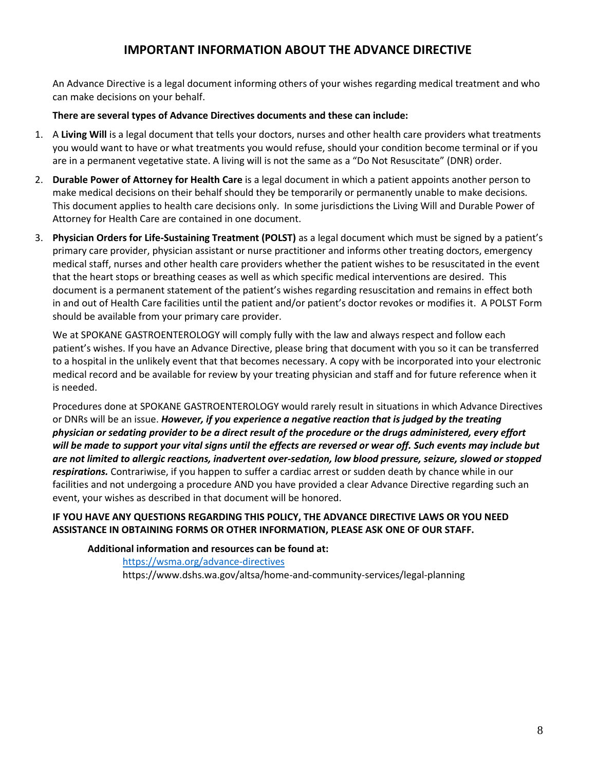# IMPORTANT INFORMATION ABOUT THE ADVANCE DIRECTIVE

An Advance Directive is a legal document informing others of your wishes regarding medical treatment and who can make decisions on your behalf.

**There are several types of Advance Directives documents and these can include:**

1. A **Living Will** is a legal document that tells your doctors, nurses and other health care providers what treatments you would want to have or what treatments you would refuse, should your condition become terminal or if you are in a permanent vegetative state. A living will is not the same as a "Do Not Resuscitate" (DNR) order.
2. **Durable Power of Attorney for Health Care** is a legal document in which a patient appoints another person to make medical decisions on their behalf should they be temporarily or permanently unable to make decisions. This document applies to health care decisions only. In some jurisdictions the Living Will and Durable Power of Attorney for Health Care are contained in one document.
3. **Physician Orders for Life-Sustaining Treatment (POLST)** as a legal document which must be signed by a patient's primary care provider, physician assistant or nurse practitioner and informs other treating doctors, emergency medical staff, nurses and other health care providers whether the patient wishes to be resuscitated in the event that the heart stops or breathing ceases as well as which specific medical interventions are desired. This document is a permanent statement of the patient's wishes regarding resuscitation and remains in effect both in and out of Health Care facilities until the patient and/or patient's doctor revokes or modifies it. A POLST Form should be available from your primary care provider.

We at SPOKANE GASTROENTEROLOGY will comply fully with the law and always respect and follow each patient's wishes. If you have an Advance Directive, please bring that document with you so it can be transferred to a hospital in the unlikely event that that becomes necessary. A copy with be incorporated into your electronic medical record and be available for review by your treating physician and staff and for future reference when it is needed.

Procedures done at SPOKANE GASTROENTEROLOGY would rarely result in situations in which Advance Directives or DNRs will be an issue. ***However, if you experience a negative reaction that is judged by the treating physician or sedating provider to be a direct result of the procedure or the drugs administered, every effort will be made to support your vital signs until the effects are reversed or wear off. Such events may include but are not limited to allergic reactions, inadvertent over-sedation, low blood pressure, seizure, slowed or stopped respirations.*** Contrariwise, if you happen to suffer a cardiac arrest or sudden death by chance while in our facilities and not undergoing a procedure AND you have provided a clear Advance Directive regarding such an event, your wishes as described in that document will be honored.

**IF YOU HAVE ANY QUESTIONS REGARDING THIS POLICY, THE ADVANCE DIRECTIVE LAWS OR YOU NEED ASSISTANCE IN OBTAINING FORMS OR OTHER INFORMATION, PLEASE ASK ONE OF OUR STAFF.**

**Additional information and resources can be found at:**

https://wsma.org/advance-directives

https://www.dshs.wa.gov/altsa/home-and-community-services/legal-planning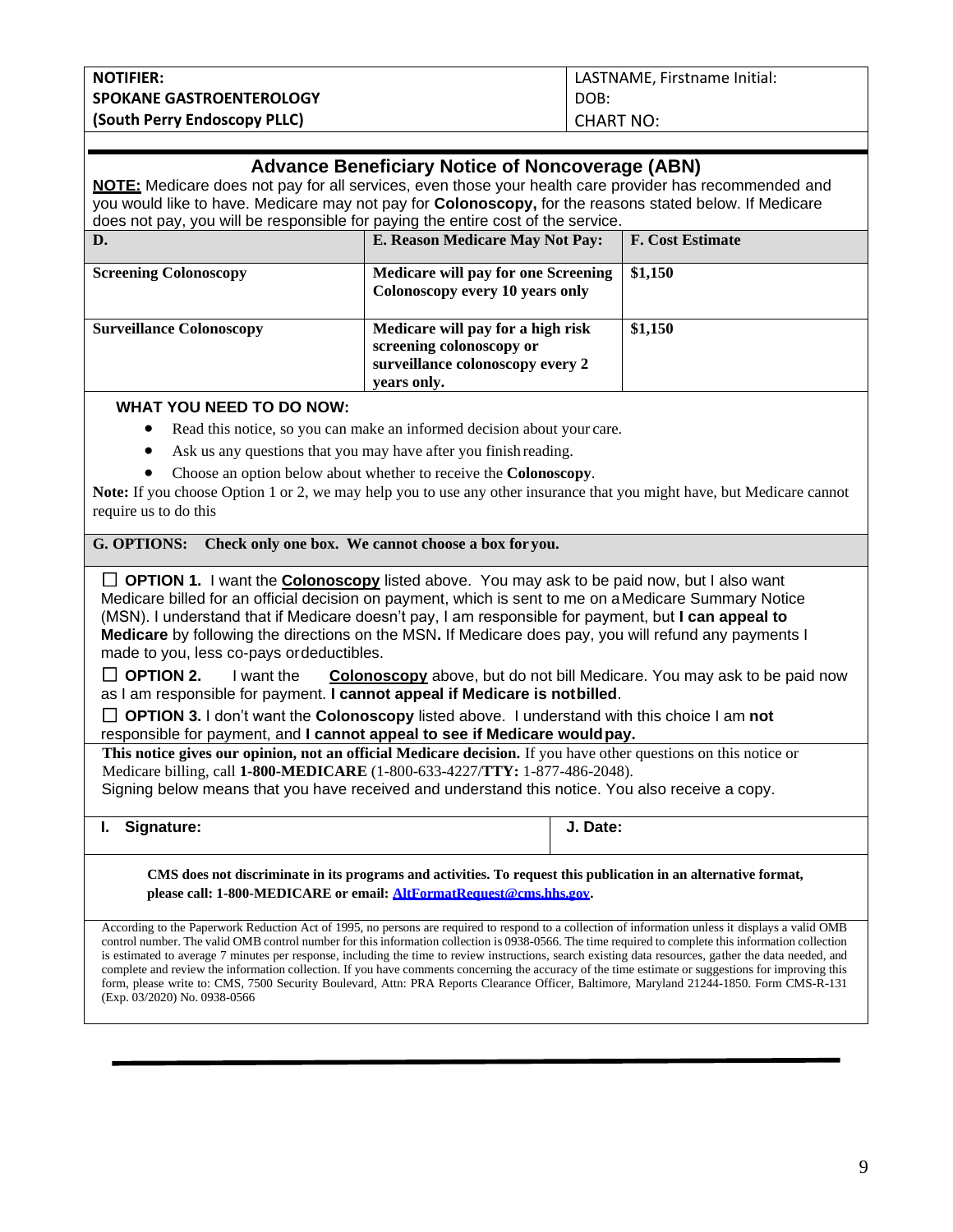| | |
|---|---|
| **NOTIFIER:** **SPOKANE GASTROENTEROLOGY** **(South Perry Endoscopy PLLC)** | LASTNAME, Firstname Initial: DOB: CHART NO: |

## Advance Beneficiary Notice of Noncoverage (ABN)

**NOTE:** Medicare does not pay for all services, even those your health care provider has recommended and you would like to have. Medicare may not pay for **Colonoscopy,** for the reasons stated below. If Medicare does not pay, you will be responsible for paying the entire cost of the service.

| D. | E. Reason Medicare May Not Pay: | F. Cost Estimate |
|---|---|---|
| **Screening Colonoscopy** | **Medicare will pay for one Screening Colonoscopy every 10 years only** | **$1,150** |
| **Surveillance Colonoscopy** | **Medicare will pay for a high risk screening colonoscopy or surveillance colonoscopy every 2 years only.** | **$1,150** |

**WHAT YOU NEED TO DO NOW:**

- Read this notice, so you can make an informed decision about your care.
- Ask us any questions that you may have after you finish reading.
- Choose an option below about whether to receive the **Colonoscopy**.

**Note:** If you choose Option 1 or 2, we may help you to use any other insurance that you might have, but Medicare cannot require us to do this

**G. OPTIONS: Check only one box. We cannot choose a box for you.**

☐ **OPTION 1.** I want the **Colonoscopy** listed above. You may ask to be paid now, but I also want Medicare billed for an official decision on payment, which is sent to me on a Medicare Summary Notice (MSN). I understand that if Medicare doesn't pay, I am responsible for payment, but **I can appeal to Medicare** by following the directions on the MSN**.** If Medicare does pay, you will refund any payments I made to you, less co-pays or deductibles.

☐ **OPTION 2.** I want the **Colonoscopy** above, but do not bill Medicare. You may ask to be paid now as I am responsible for payment. **I cannot appeal if Medicare is not billed**.

☐ **OPTION 3.** I don't want the **Colonoscopy** listed above. I understand with this choice I am **not** responsible for payment, and **I cannot appeal to see if Medicare would pay.**

**This notice gives our opinion, not an official Medicare decision.** If you have other questions on this notice or Medicare billing, call **1-800-MEDICARE** (1-800-633-4227/**TTY:** 1-877-486-2048).

Signing below means that you have received and understand this notice. You also receive a copy.

| I. Signature: | J. Date: |
|---|---|
| | |

**CMS does not discriminate in its programs and activities. To request this publication in an alternative format, please call: 1-800-MEDICARE or email: AltFormatRequest@cms.hhs.gov.**

According to the Paperwork Reduction Act of 1995, no persons are required to respond to a collection of information unless it displays a valid OMB control number. The valid OMB control number for this information collection is 0938-0566. The time required to complete this information collection is estimated to average 7 minutes per response, including the time to review instructions, search existing data resources, gather the data needed, and complete and review the information collection. If you have comments concerning the accuracy of the time estimate or suggestions for improving this form, please write to: CMS, 7500 Security Boulevard, Attn: PRA Reports Clearance Officer, Baltimore, Maryland 21244-1850. Form CMS-R-131 (Exp. 03/2020) No. 0938-0566